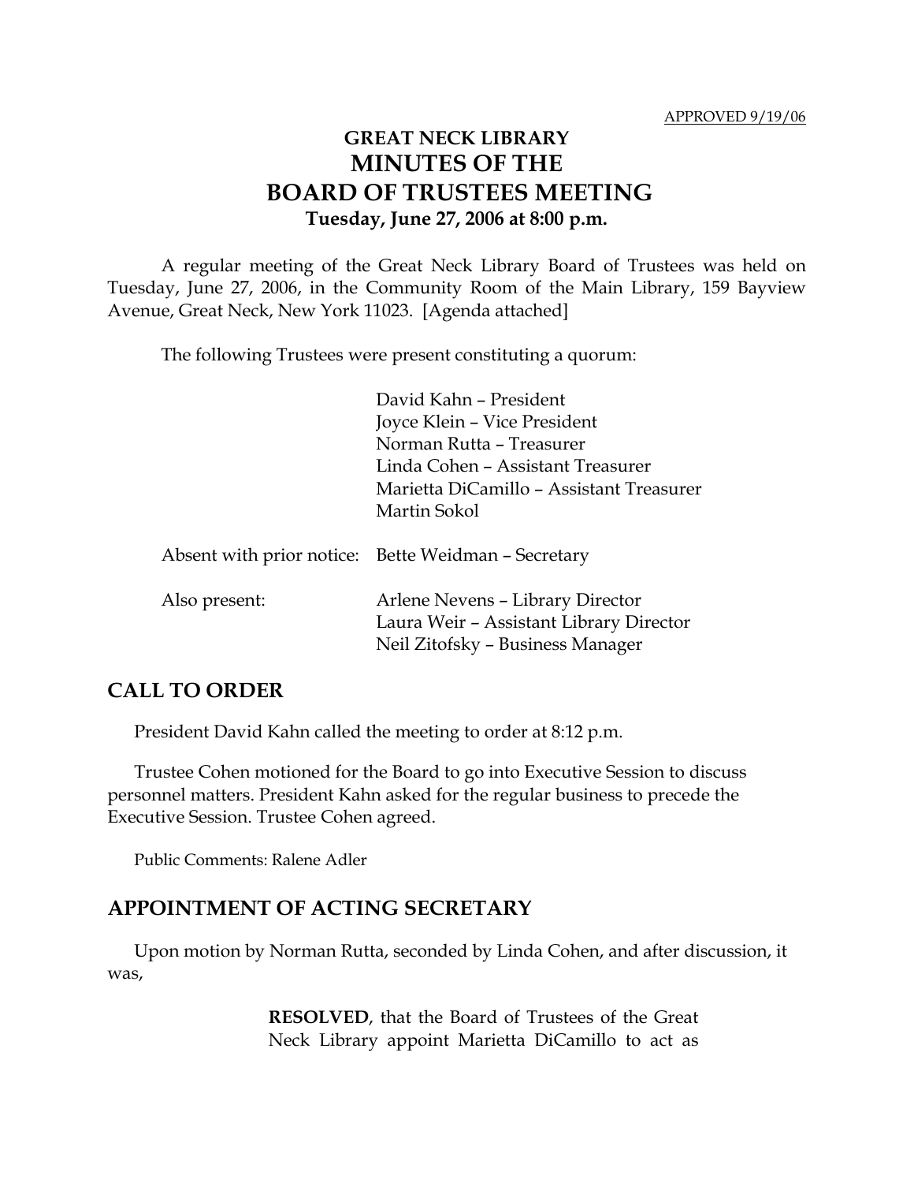APPROVED 9/19/06

# GREAT NECK LIBRARY
# MINUTES OF THE
# BOARD OF TRUSTEES MEETING
**Tuesday, June 27, 2006 at 8:00 p.m.**

A regular meeting of the Great Neck Library Board of Trustees was held on Tuesday, June 27, 2006, in the Community Room of the Main Library, 159 Bayview Avenue, Great Neck, New York 11023. [Agenda attached]

The following Trustees were present constituting a quorum:

David Kahn – President
Joyce Klein – Vice President
Norman Rutta – Treasurer
Linda Cohen – Assistant Treasurer
Marietta DiCamillo – Assistant Treasurer
Martin Sokol

Absent with prior notice: Bette Weidman – Secretary

Also present: Arlene Nevens – Library Director
Laura Weir – Assistant Library Director
Neil Zitofsky – Business Manager

## CALL TO ORDER

President David Kahn called the meeting to order at 8:12 p.m.

Trustee Cohen motioned for the Board to go into Executive Session to discuss personnel matters. President Kahn asked for the regular business to precede the Executive Session. Trustee Cohen agreed.

Public Comments: Ralene Adler

## APPOINTMENT OF ACTING SECRETARY

Upon motion by Norman Rutta, seconded by Linda Cohen, and after discussion, it was,

> **RESOLVED**, that the Board of Trustees of the Great Neck Library appoint Marietta DiCamillo to act as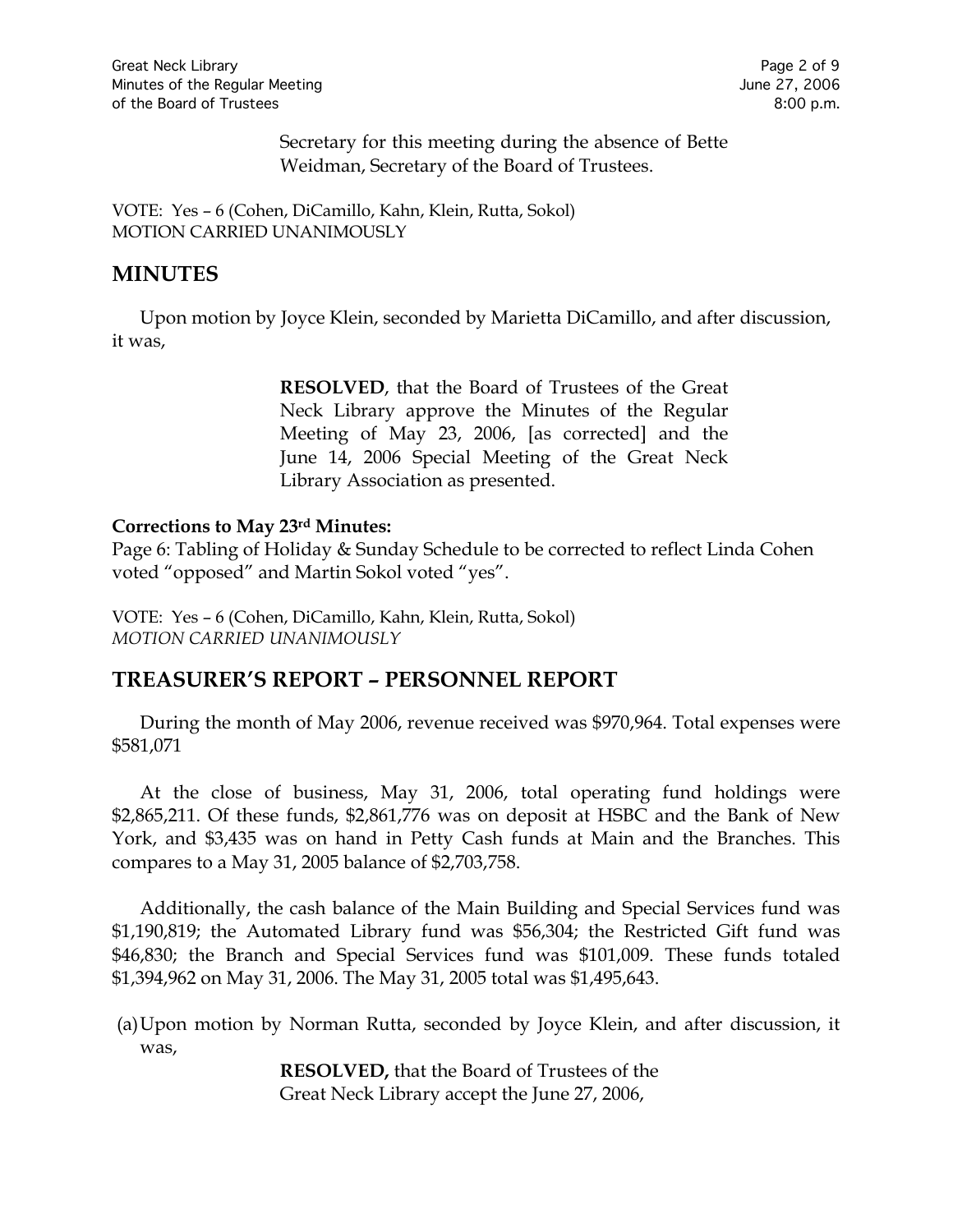Secretary for this meeting during the absence of Bette Weidman, Secretary of the Board of Trustees.

VOTE: Yes – 6 (Cohen, DiCamillo, Kahn, Klein, Rutta, Sokol)
MOTION CARRIED UNANIMOUSLY

## MINUTES

Upon motion by Joyce Klein, seconded by Marietta DiCamillo, and after discussion, it was,

> **RESOLVED**, that the Board of Trustees of the Great Neck Library approve the Minutes of the Regular Meeting of May 23, 2006, [as corrected] and the June 14, 2006 Special Meeting of the Great Neck Library Association as presented.

**Corrections to May 23rd Minutes:**
Page 6: Tabling of Holiday & Sunday Schedule to be corrected to reflect Linda Cohen voted "opposed" and Martin Sokol voted "yes".

VOTE: Yes – 6 (Cohen, DiCamillo, Kahn, Klein, Rutta, Sokol)
*MOTION CARRIED UNANIMOUSLY*

## TREASURER'S REPORT – PERSONNEL REPORT

During the month of May 2006, revenue received was $970,964. Total expenses were $581,071

At the close of business, May 31, 2006, total operating fund holdings were $2,865,211. Of these funds, $2,861,776 was on deposit at HSBC and the Bank of New York, and $3,435 was on hand in Petty Cash funds at Main and the Branches. This compares to a May 31, 2005 balance of $2,703,758.

Additionally, the cash balance of the Main Building and Special Services fund was $1,190,819; the Automated Library fund was $56,304; the Restricted Gift fund was $46,830; the Branch and Special Services fund was $101,009. These funds totaled $1,394,962 on May 31, 2006. The May 31, 2005 total was $1,495,643.

(a) Upon motion by Norman Rutta, seconded by Joyce Klein, and after discussion, it was,

> **RESOLVED,** that the Board of Trustees of the Great Neck Library accept the June 27, 2006,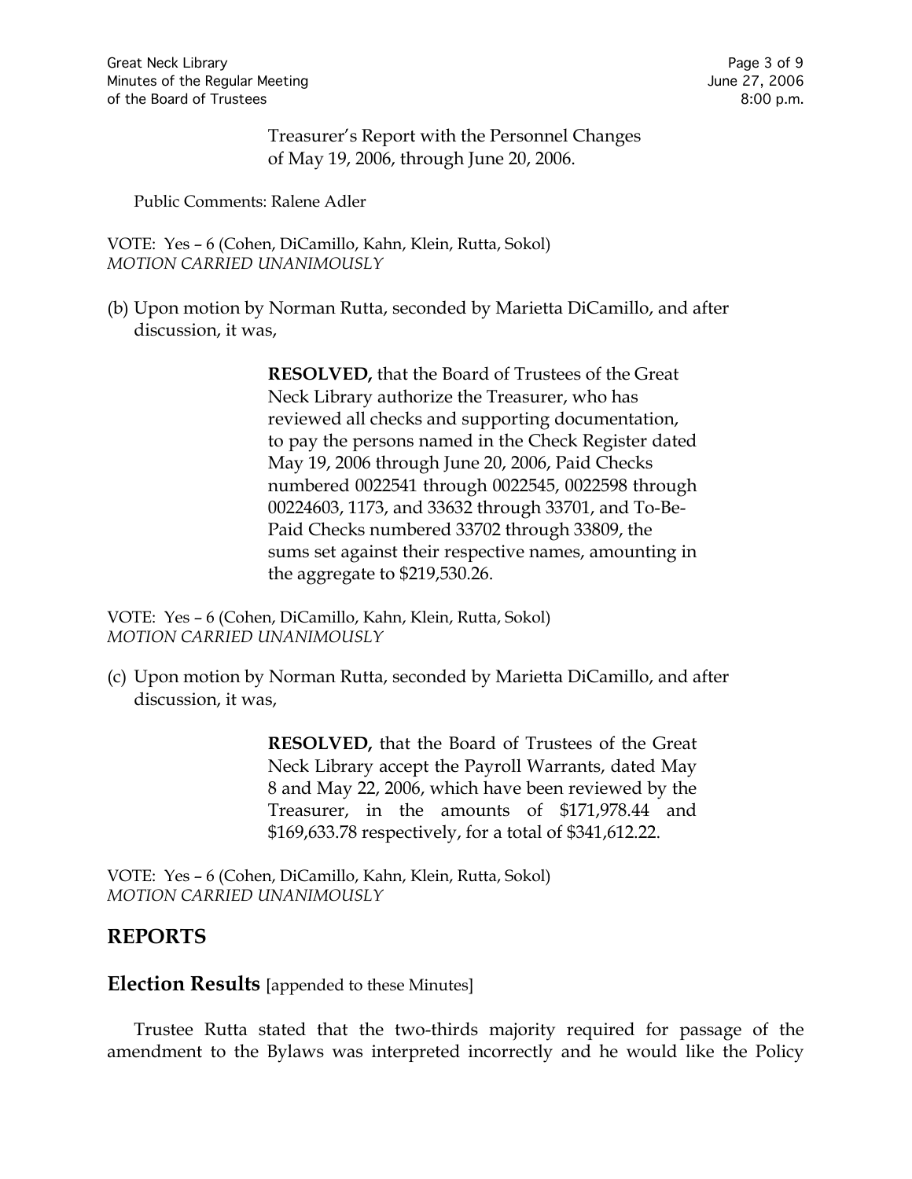Treasurer's Report with the Personnel Changes of May 19, 2006, through June 20, 2006.

Public Comments: Ralene Adler

VOTE: Yes – 6 (Cohen, DiCamillo, Kahn, Klein, Rutta, Sokol)
*MOTION CARRIED UNANIMOUSLY*

(b) Upon motion by Norman Rutta, seconded by Marietta DiCamillo, and after discussion, it was,

> **RESOLVED,** that the Board of Trustees of the Great Neck Library authorize the Treasurer, who has reviewed all checks and supporting documentation, to pay the persons named in the Check Register dated May 19, 2006 through June 20, 2006, Paid Checks numbered 0022541 through 0022545, 0022598 through 00224603, 1173, and 33632 through 33701, and To-Be-Paid Checks numbered 33702 through 33809, the sums set against their respective names, amounting in the aggregate to $219,530.26.

VOTE: Yes – 6 (Cohen, DiCamillo, Kahn, Klein, Rutta, Sokol)
*MOTION CARRIED UNANIMOUSLY*

(c) Upon motion by Norman Rutta, seconded by Marietta DiCamillo, and after discussion, it was,

> **RESOLVED,** that the Board of Trustees of the Great Neck Library accept the Payroll Warrants, dated May 8 and May 22, 2006, which have been reviewed by the Treasurer, in the amounts of $171,978.44 and $169,633.78 respectively, for a total of $341,612.22.

VOTE: Yes – 6 (Cohen, DiCamillo, Kahn, Klein, Rutta, Sokol)
*MOTION CARRIED UNANIMOUSLY*

## REPORTS

### Election Results [appended to these Minutes]

Trustee Rutta stated that the two-thirds majority required for passage of the amendment to the Bylaws was interpreted incorrectly and he would like the Policy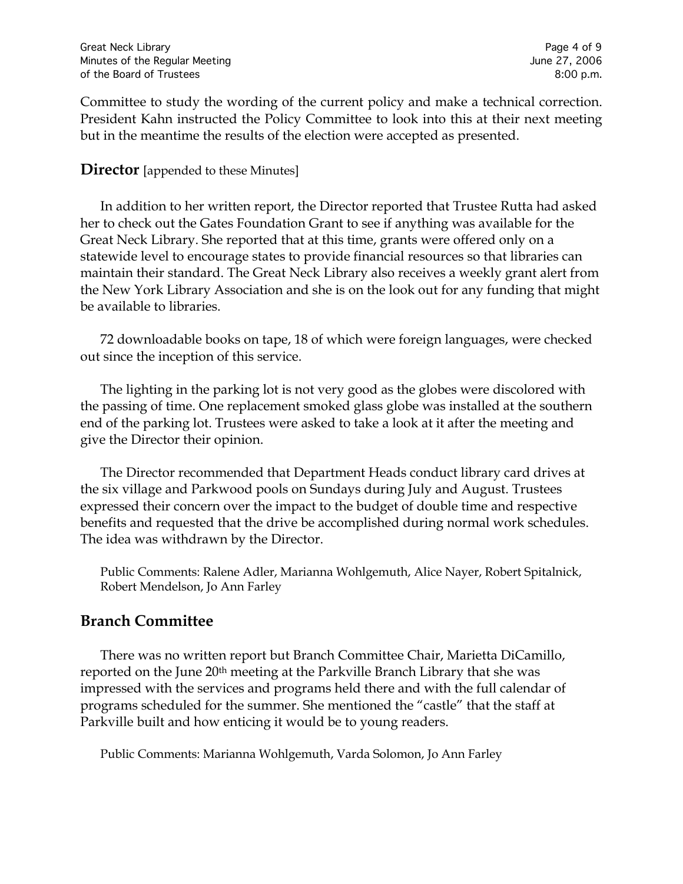Committee to study the wording of the current policy and make a technical correction. President Kahn instructed the Policy Committee to look into this at their next meeting but in the meantime the results of the election were accepted as presented.

## Director [appended to these Minutes]

In addition to her written report, the Director reported that Trustee Rutta had asked her to check out the Gates Foundation Grant to see if anything was available for the Great Neck Library. She reported that at this time, grants were offered only on a statewide level to encourage states to provide financial resources so that libraries can maintain their standard. The Great Neck Library also receives a weekly grant alert from the New York Library Association and she is on the look out for any funding that might be available to libraries.

72 downloadable books on tape, 18 of which were foreign languages, were checked out since the inception of this service.

The lighting in the parking lot is not very good as the globes were discolored with the passing of time. One replacement smoked glass globe was installed at the southern end of the parking lot. Trustees were asked to take a look at it after the meeting and give the Director their opinion.

The Director recommended that Department Heads conduct library card drives at the six village and Parkwood pools on Sundays during July and August. Trustees expressed their concern over the impact to the budget of double time and respective benefits and requested that the drive be accomplished during normal work schedules. The idea was withdrawn by the Director.

Public Comments: Ralene Adler, Marianna Wohlgemuth, Alice Nayer, Robert Spitalnick, Robert Mendelson, Jo Ann Farley

## Branch Committee

There was no written report but Branch Committee Chair, Marietta DiCamillo, reported on the June 20th meeting at the Parkville Branch Library that she was impressed with the services and programs held there and with the full calendar of programs scheduled for the summer. She mentioned the "castle" that the staff at Parkville built and how enticing it would be to young readers.

Public Comments: Marianna Wohlgemuth, Varda Solomon, Jo Ann Farley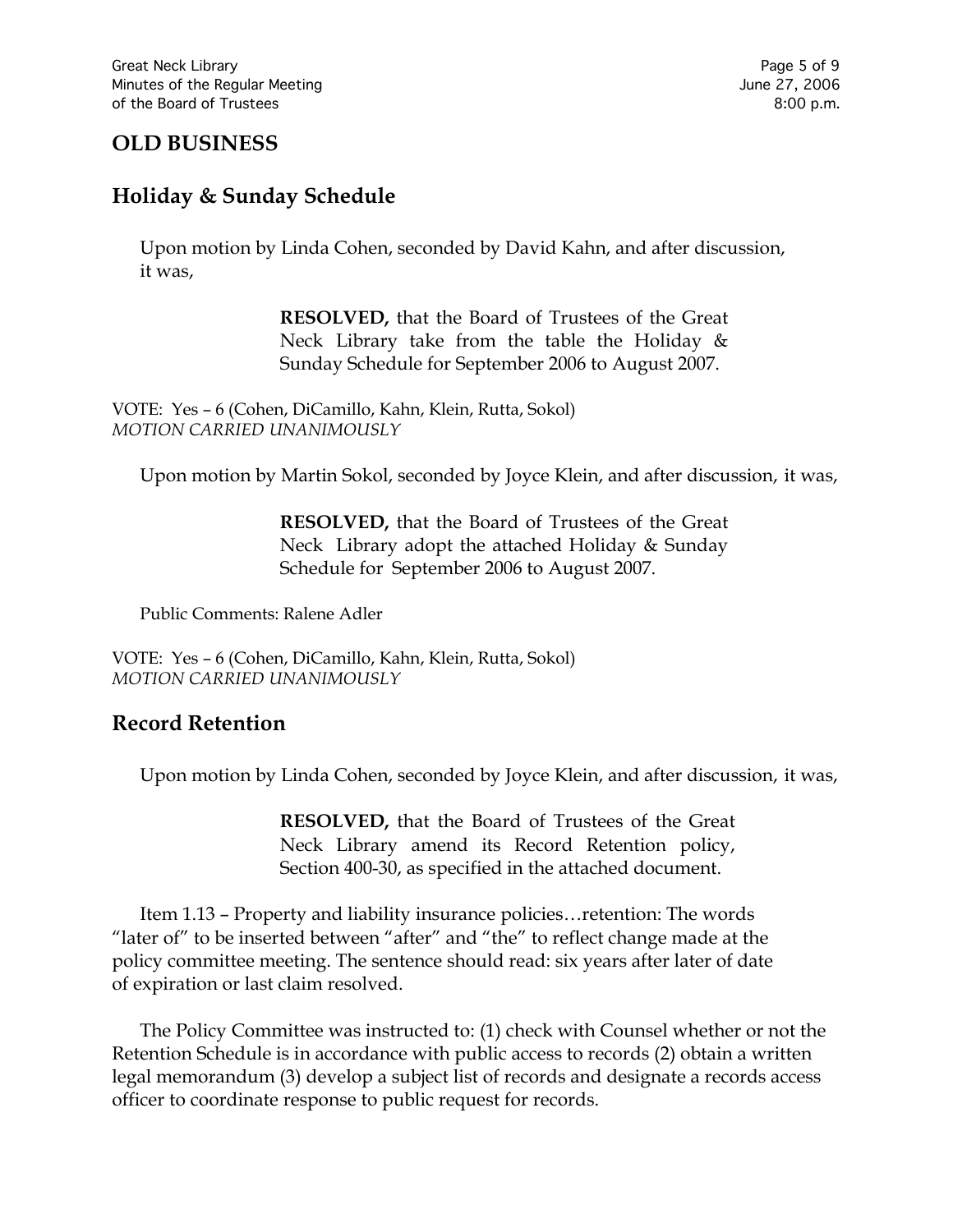## OLD BUSINESS

## Holiday & Sunday Schedule

Upon motion by Linda Cohen, seconded by David Kahn, and after discussion, it was,

> **RESOLVED,** that the Board of Trustees of the Great Neck Library take from the table the Holiday & Sunday Schedule for September 2006 to August 2007.

VOTE: Yes – 6 (Cohen, DiCamillo, Kahn, Klein, Rutta, Sokol)
*MOTION CARRIED UNANIMOUSLY*

Upon motion by Martin Sokol, seconded by Joyce Klein, and after discussion, it was,

> **RESOLVED,** that the Board of Trustees of the Great Neck Library adopt the attached Holiday & Sunday Schedule for September 2006 to August 2007.

Public Comments: Ralene Adler

VOTE: Yes – 6 (Cohen, DiCamillo, Kahn, Klein, Rutta, Sokol)
*MOTION CARRIED UNANIMOUSLY*

## Record Retention

Upon motion by Linda Cohen, seconded by Joyce Klein, and after discussion, it was,

> **RESOLVED,** that the Board of Trustees of the Great Neck Library amend its Record Retention policy, Section 400-30, as specified in the attached document.

Item 1.13 – Property and liability insurance policies…retention: The words "later of" to be inserted between "after" and "the" to reflect change made at the policy committee meeting. The sentence should read: six years after later of date of expiration or last claim resolved.

The Policy Committee was instructed to: (1) check with Counsel whether or not the Retention Schedule is in accordance with public access to records (2) obtain a written legal memorandum (3) develop a subject list of records and designate a records access officer to coordinate response to public request for records.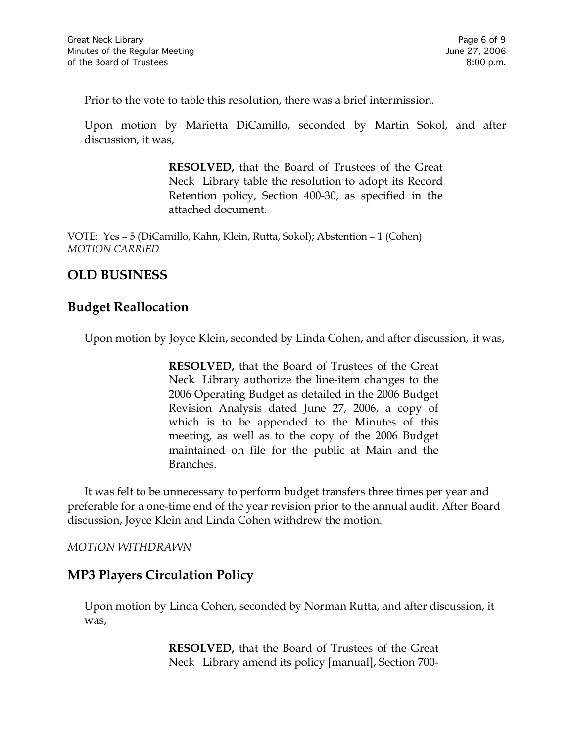Prior to the vote to table this resolution, there was a brief intermission.

Upon motion by Marietta DiCamillo, seconded by Martin Sokol, and after discussion, it was,

> **RESOLVED,** that the Board of Trustees of the Great Neck Library table the resolution to adopt its Record Retention policy, Section 400-30, as specified in the attached document.

VOTE: Yes – 5 (DiCamillo, Kahn, Klein, Rutta, Sokol); Abstention – 1 (Cohen)
*MOTION CARRIED*

## OLD BUSINESS

## Budget Reallocation

Upon motion by Joyce Klein, seconded by Linda Cohen, and after discussion, it was,

> **RESOLVED,** that the Board of Trustees of the Great Neck Library authorize the line-item changes to the 2006 Operating Budget as detailed in the 2006 Budget Revision Analysis dated June 27, 2006, a copy of which is to be appended to the Minutes of this meeting, as well as to the copy of the 2006 Budget maintained on file for the public at Main and the Branches.

It was felt to be unnecessary to perform budget transfers three times per year and preferable for a one-time end of the year revision prior to the annual audit. After Board discussion, Joyce Klein and Linda Cohen withdrew the motion.

*MOTION WITHDRAWN*

## MP3 Players Circulation Policy

Upon motion by Linda Cohen, seconded by Norman Rutta, and after discussion, it was,

> **RESOLVED,** that the Board of Trustees of the Great Neck Library amend its policy [manual], Section 700-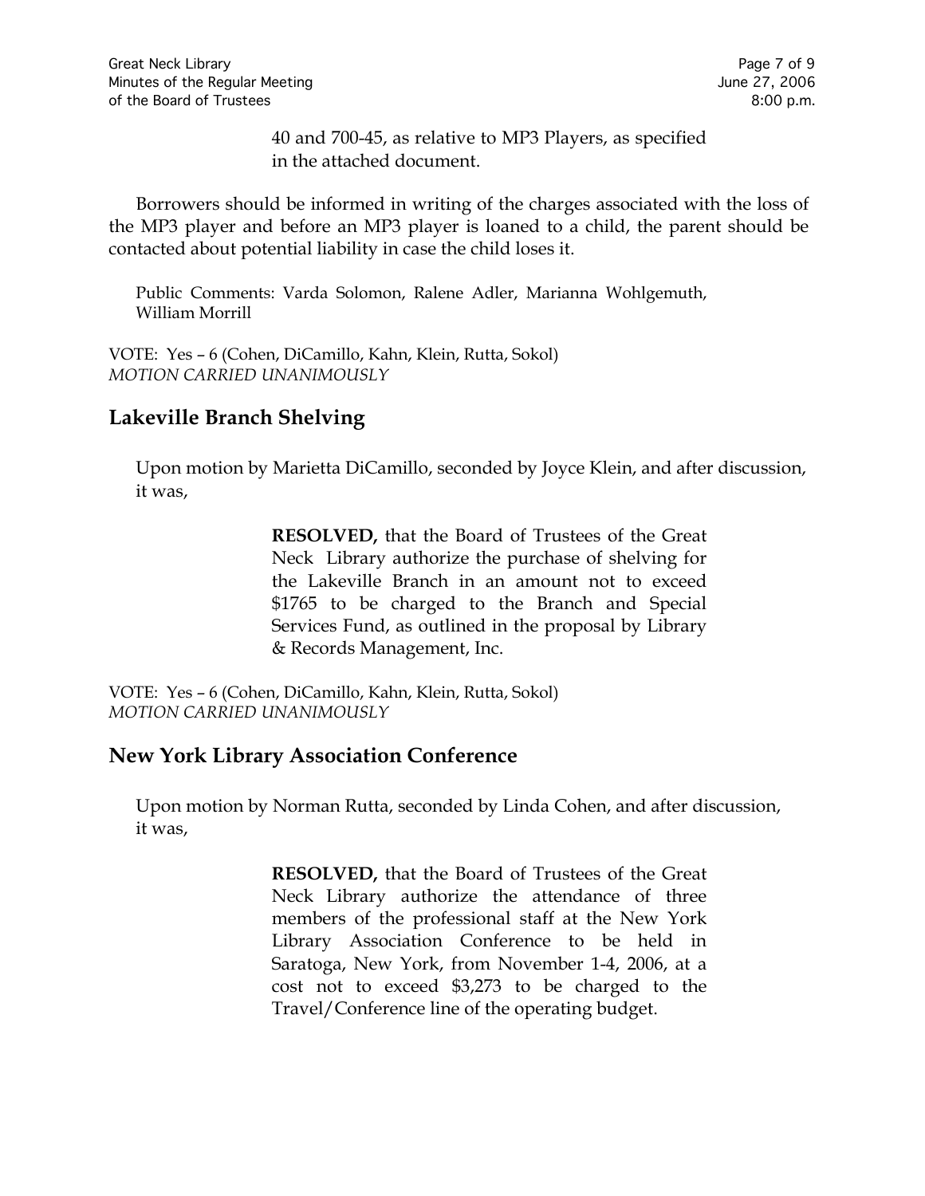40 and 700-45, as relative to MP3 Players, as specified in the attached document.

Borrowers should be informed in writing of the charges associated with the loss of the MP3 player and before an MP3 player is loaned to a child, the parent should be contacted about potential liability in case the child loses it.

Public Comments: Varda Solomon, Ralene Adler, Marianna Wohlgemuth, William Morrill

VOTE: Yes – 6 (Cohen, DiCamillo, Kahn, Klein, Rutta, Sokol)
*MOTION CARRIED UNANIMOUSLY*

## Lakeville Branch Shelving

Upon motion by Marietta DiCamillo, seconded by Joyce Klein, and after discussion, it was,

> **RESOLVED,** that the Board of Trustees of the Great Neck Library authorize the purchase of shelving for the Lakeville Branch in an amount not to exceed $1765 to be charged to the Branch and Special Services Fund, as outlined in the proposal by Library & Records Management, Inc.

VOTE: Yes – 6 (Cohen, DiCamillo, Kahn, Klein, Rutta, Sokol)
*MOTION CARRIED UNANIMOUSLY*

## New York Library Association Conference

Upon motion by Norman Rutta, seconded by Linda Cohen, and after discussion, it was,

> **RESOLVED,** that the Board of Trustees of the Great Neck Library authorize the attendance of three members of the professional staff at the New York Library Association Conference to be held in Saratoga, New York, from November 1-4, 2006, at a cost not to exceed $3,273 to be charged to the Travel/Conference line of the operating budget.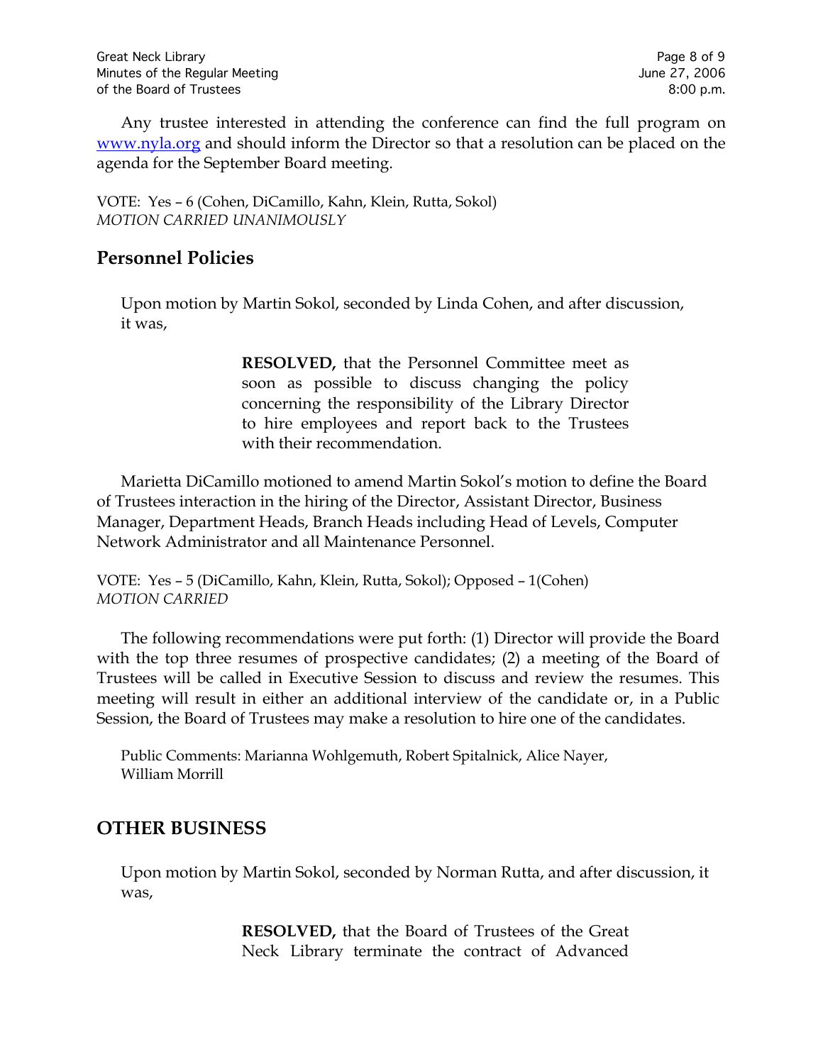Any trustee interested in attending the conference can find the full program on [www.nyla.org](http://www.nyla.org) and should inform the Director so that a resolution can be placed on the agenda for the September Board meeting.

VOTE: Yes – 6 (Cohen, DiCamillo, Kahn, Klein, Rutta, Sokol)
*MOTION CARRIED UNANIMOUSLY*

## Personnel Policies

Upon motion by Martin Sokol, seconded by Linda Cohen, and after discussion, it was,

> **RESOLVED,** that the Personnel Committee meet as soon as possible to discuss changing the policy concerning the responsibility of the Library Director to hire employees and report back to the Trustees with their recommendation.

Marietta DiCamillo motioned to amend Martin Sokol's motion to define the Board of Trustees interaction in the hiring of the Director, Assistant Director, Business Manager, Department Heads, Branch Heads including Head of Levels, Computer Network Administrator and all Maintenance Personnel.

VOTE: Yes – 5 (DiCamillo, Kahn, Klein, Rutta, Sokol); Opposed – 1(Cohen)
*MOTION CARRIED*

The following recommendations were put forth: (1) Director will provide the Board with the top three resumes of prospective candidates; (2) a meeting of the Board of Trustees will be called in Executive Session to discuss and review the resumes. This meeting will result in either an additional interview of the candidate or, in a Public Session, the Board of Trustees may make a resolution to hire one of the candidates.

Public Comments: Marianna Wohlgemuth, Robert Spitalnick, Alice Nayer, William Morrill

## OTHER BUSINESS

Upon motion by Martin Sokol, seconded by Norman Rutta, and after discussion, it was,

> **RESOLVED,** that the Board of Trustees of the Great Neck Library terminate the contract of Advanced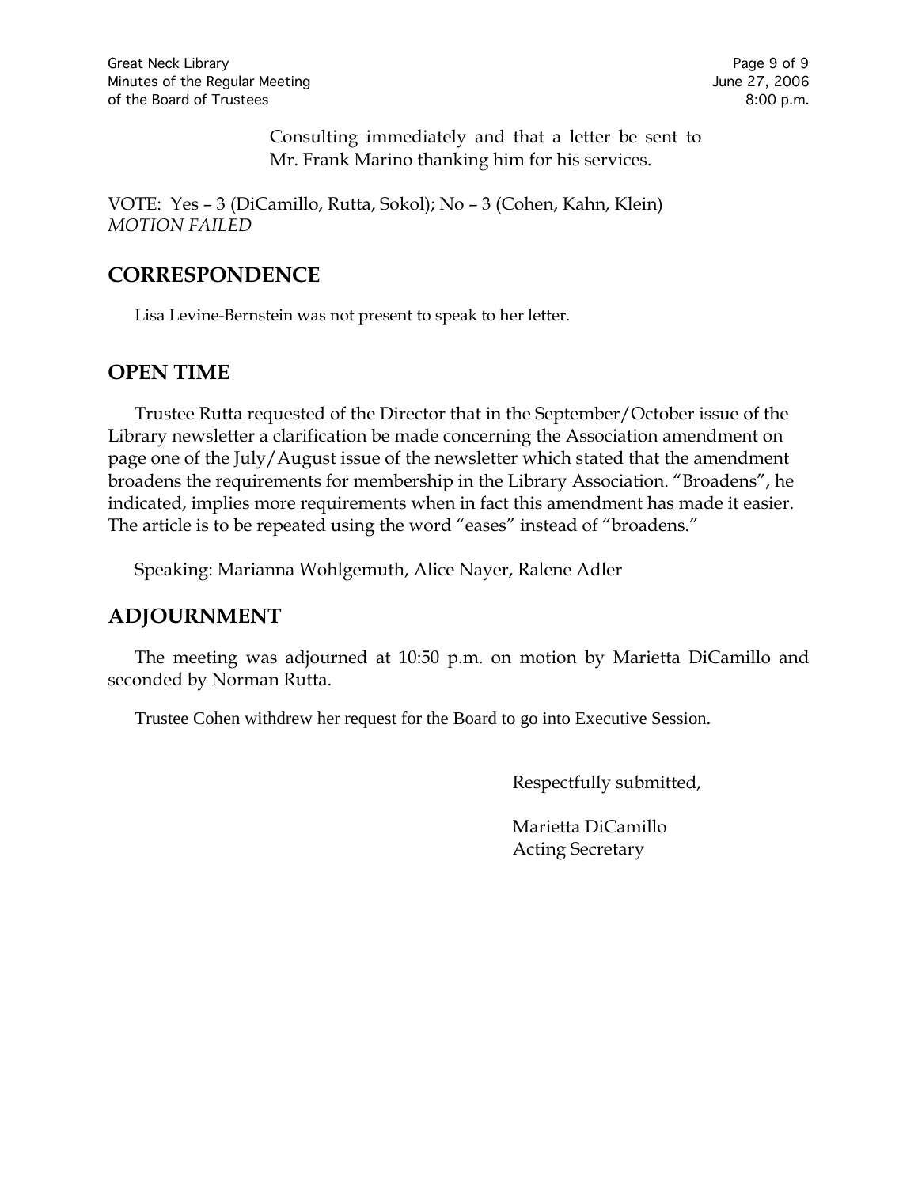Consulting immediately and that a letter be sent to Mr. Frank Marino thanking him for his services.

VOTE: Yes – 3 (DiCamillo, Rutta, Sokol); No – 3 (Cohen, Kahn, Klein)
*MOTION FAILED*

## CORRESPONDENCE

Lisa Levine-Bernstein was not present to speak to her letter.

## OPEN TIME

Trustee Rutta requested of the Director that in the September/October issue of the Library newsletter a clarification be made concerning the Association amendment on page one of the July/August issue of the newsletter which stated that the amendment broadens the requirements for membership in the Library Association. "Broadens", he indicated, implies more requirements when in fact this amendment has made it easier. The article is to be repeated using the word "eases" instead of "broadens."

Speaking: Marianna Wohlgemuth, Alice Nayer, Ralene Adler

## ADJOURNMENT

The meeting was adjourned at 10:50 p.m. on motion by Marietta DiCamillo and seconded by Norman Rutta.

Trustee Cohen withdrew her request for the Board to go into Executive Session.

Respectfully submitted,

Marietta DiCamillo
Acting Secretary